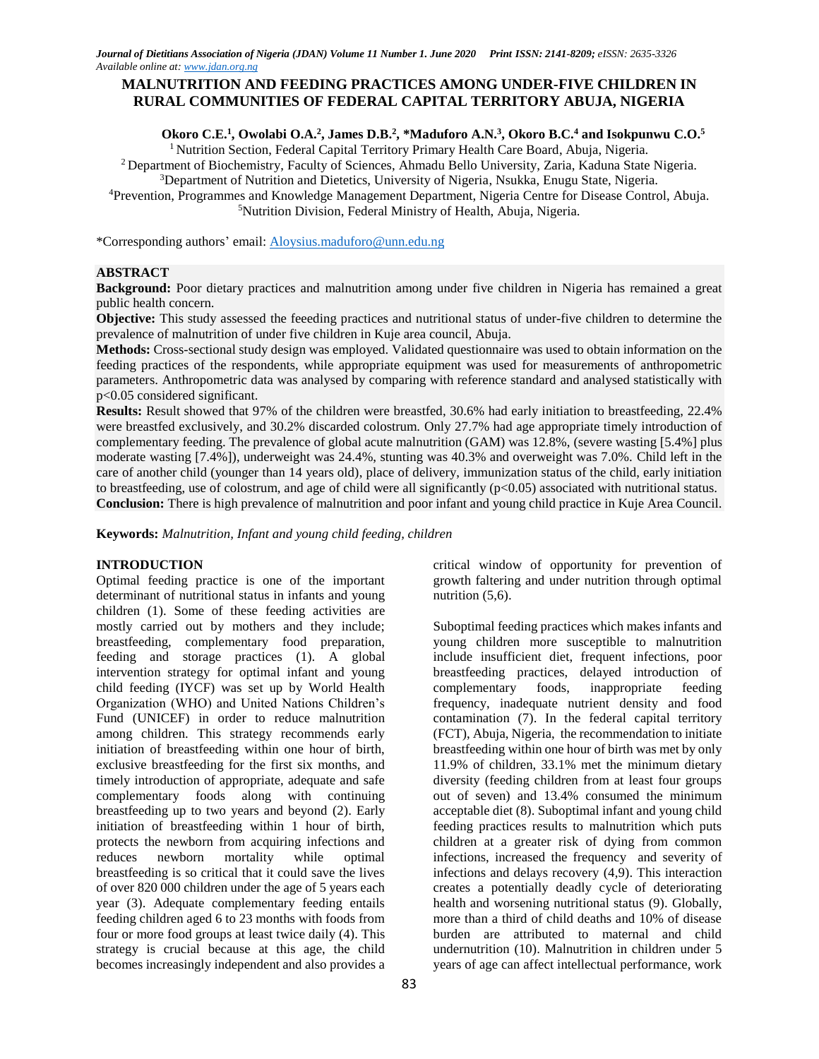# MALNUTRITION AND FEEDING PRACTICES AMONG UNDER-FIVE CHILDREN IN RURAL COMMUNITIES OF FEDERAL CAPITAL TERRITORY ABUJA, NIGERIA

**Okoro C.E.[1], Owolabi O.A.[2], James D.B.[2], *Maduforo A.N.[3], Okoro B.C.[4] and Isokpunwu C.O.[5]**

[1] Nutrition Section, Federal Capital Territory Primary Health Care Board, Abuja, Nigeria.
[2] Department of Biochemistry, Faculty of Sciences, Ahmadu Bello University, Zaria, Kaduna State Nigeria.
[3] Department of Nutrition and Dietetics, University of Nigeria, Nsukka, Enugu State, Nigeria.
[4] Prevention, Programmes and Knowledge Management Department, Nigeria Centre for Disease Control, Abuja.
[5] Nutrition Division, Federal Ministry of Health, Abuja, Nigeria.

*Corresponding authors' email: Aloysius.maduforo@unn.edu.ng

## ABSTRACT

**Background:** Poor dietary practices and malnutrition among under five children in Nigeria has remained a great public health concern.

**Objective:** This study assessed the feeeding practices and nutritional status of under-five children to determine the prevalence of malnutrition of under five children in Kuje area council, Abuja.

**Methods:** Cross-sectional study design was employed. Validated questionnaire was used to obtain information on the feeding practices of the respondents, while appropriate equipment was used for measurements of anthropometric parameters. Anthropometric data was analysed by comparing with reference standard and analysed statistically with $p<0.05$ considered significant.

**Results:** Result showed that 97% of the children were breastfed, 30.6% had early initiation to breastfeeding, 22.4% were breastfed exclusively, and 30.2% discarded colostrum. Only 27.7% had age appropriate timely introduction of complementary feeding. The prevalence of global acute malnutrition (GAM) was 12.8%, (severe wasting [5.4%] plus moderate wasting [7.4%]), underweight was 24.4%, stunting was 40.3% and overweight was 7.0%. Child left in the care of another child (younger than 14 years old), place of delivery, immunization status of the child, early initiation to breastfeeding, use of colostrum, and age of child were all significantly ($p<0.05$) associated with nutritional status.

**Conclusion:** There is high prevalence of malnutrition and poor infant and young child practice in Kuje Area Council.

**Keywords:** *Malnutrition, Infant and young child feeding, children*

## INTRODUCTION

Optimal feeding practice is one of the important determinant of nutritional status in infants and young children (1). Some of these feeding activities are mostly carried out by mothers and they include; breastfeeding, complementary food preparation, feeding and storage practices (1). A global intervention strategy for optimal infant and young child feeding (IYCF) was set up by World Health Organization (WHO) and United Nations Children's Fund (UNICEF) in order to reduce malnutrition among children. This strategy recommends early initiation of breastfeeding within one hour of birth, exclusive breastfeeding for the first six months, and timely introduction of appropriate, adequate and safe complementary foods along with continuing breastfeeding up to two years and beyond (2). Early initiation of breastfeeding within 1 hour of birth, protects the newborn from acquiring infections and reduces newborn mortality while optimal breastfeeding is so critical that it could save the lives of over 820 000 children under the age of 5 years each year (3). Adequate complementary feeding entails feeding children aged 6 to 23 months with foods from four or more food groups at least twice daily (4). This strategy is crucial because at this age, the child becomes increasingly independent and also provides a critical window of opportunity for prevention of growth faltering and under nutrition through optimal nutrition (5,6).

Suboptimal feeding practices which makes infants and young children more susceptible to malnutrition include insufficient diet, frequent infections, poor breastfeeding practices, delayed introduction of complementary foods, inappropriate feeding frequency, inadequate nutrient density and food contamination (7). In the federal capital territory (FCT), Abuja, Nigeria, the recommendation to initiate breastfeeding within one hour of birth was met by only 11.9% of children, 33.1% met the minimum dietary diversity (feeding children from at least four groups out of seven) and 13.4% consumed the minimum acceptable diet (8). Suboptimal infant and young child feeding practices results to malnutrition which puts children at a greater risk of dying from common infections, increased the frequency and severity of infections and delays recovery (4,9). This interaction creates a potentially deadly cycle of deteriorating health and worsening nutritional status (9). Globally, more than a third of child deaths and 10% of disease burden are attributed to maternal and child undernutrition (10). Malnutrition in children under 5 years of age can affect intellectual performance, work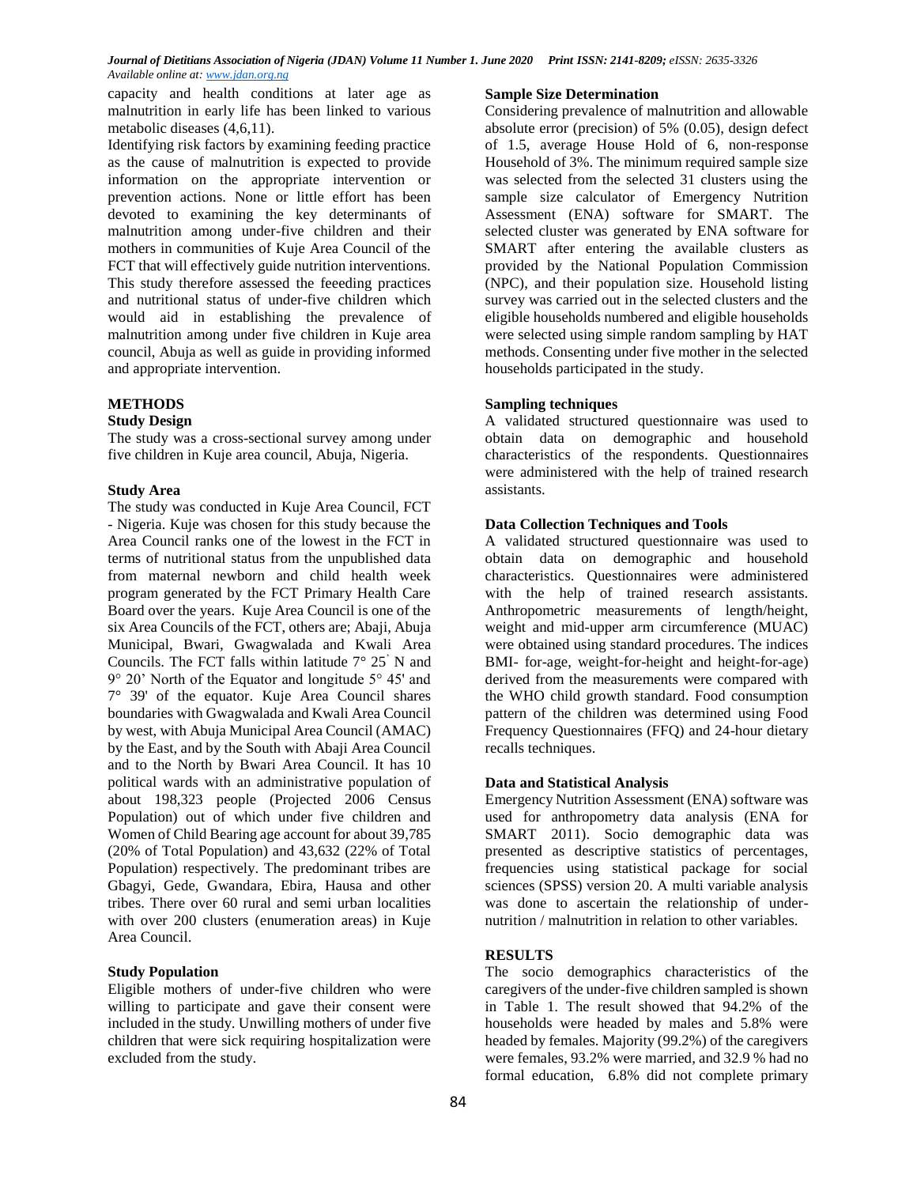capacity and health conditions at later age as malnutrition in early life has been linked to various metabolic diseases (4,6,11).

Identifying risk factors by examining feeding practice as the cause of malnutrition is expected to provide information on the appropriate intervention or prevention actions. None or little effort has been devoted to examining the key determinants of malnutrition among under-five children and their mothers in communities of Kuje Area Council of the FCT that will effectively guide nutrition interventions. This study therefore assessed the feeeding practices and nutritional status of under-five children which would aid in establishing the prevalence of malnutrition among under five children in Kuje area council, Abuja as well as guide in providing informed and appropriate intervention.

## METHODS

### Study Design

The study was a cross-sectional survey among under five children in Kuje area council, Abuja, Nigeria.

### Study Area

The study was conducted in Kuje Area Council, FCT - Nigeria. Kuje was chosen for this study because the Area Council ranks one of the lowest in the FCT in terms of nutritional status from the unpublished data from maternal newborn and child health week program generated by the FCT Primary Health Care Board over the years. Kuje Area Council is one of the six Area Councils of the FCT, others are; Abaji, Abuja Municipal, Bwari, Gwagwalada and Kwali Area Councils. The FCT falls within latitude 7° 25' N and 9° 20' North of the Equator and longitude 5° 45' and 7° 39' of the equator. Kuje Area Council shares boundaries with Gwagwalada and Kwali Area Council by west, with Abuja Municipal Area Council (AMAC) by the East, and by the South with Abaji Area Council and to the North by Bwari Area Council. It has 10 political wards with an administrative population of about 198,323 people (Projected 2006 Census Population) out of which under five children and Women of Child Bearing age account for about 39,785 (20% of Total Population) and 43,632 (22% of Total Population) respectively. The predominant tribes are Gbagyi, Gede, Gwandara, Ebira, Hausa and other tribes. There over 60 rural and semi urban localities with over 200 clusters (enumeration areas) in Kuje Area Council.

### Study Population

Eligible mothers of under-five children who were willing to participate and gave their consent were included in the study. Unwilling mothers of under five children that were sick requiring hospitalization were excluded from the study.

### Sample Size Determination

Considering prevalence of malnutrition and allowable absolute error (precision) of 5% (0.05), design defect of 1.5, average House Hold of 6, non-response Household of 3%. The minimum required sample size was selected from the selected 31 clusters using the sample size calculator of Emergency Nutrition Assessment (ENA) software for SMART. The selected cluster was generated by ENA software for SMART after entering the available clusters as provided by the National Population Commission (NPC), and their population size. Household listing survey was carried out in the selected clusters and the eligible households numbered and eligible households were selected using simple random sampling by HAT methods. Consenting under five mother in the selected households participated in the study.

### Sampling techniques

A validated structured questionnaire was used to obtain data on demographic and household characteristics of the respondents. Questionnaires were administered with the help of trained research assistants.

### Data Collection Techniques and Tools

A validated structured questionnaire was used to obtain data on demographic and household characteristics. Questionnaires were administered with the help of trained research assistants. Anthropometric measurements of length/height, weight and mid-upper arm circumference (MUAC) were obtained using standard procedures. The indices BMI- for-age, weight-for-height and height-for-age) derived from the measurements were compared with the WHO child growth standard. Food consumption pattern of the children was determined using Food Frequency Questionnaires (FFQ) and 24-hour dietary recalls techniques.

### Data and Statistical Analysis

Emergency Nutrition Assessment (ENA) software was used for anthropometry data analysis (ENA for SMART 2011). Socio demographic data was presented as descriptive statistics of percentages, frequencies using statistical package for social sciences (SPSS) version 20. A multi variable analysis was done to ascertain the relationship of under-nutrition / malnutrition in relation to other variables.

## RESULTS

The socio demographics characteristics of the caregivers of the under-five children sampled is shown in Table 1. The result showed that 94.2% of the households were headed by males and 5.8% were headed by females. Majority (99.2%) of the caregivers were females, 93.2% were married, and 32.9 % had no formal education, 6.8% did not complete primary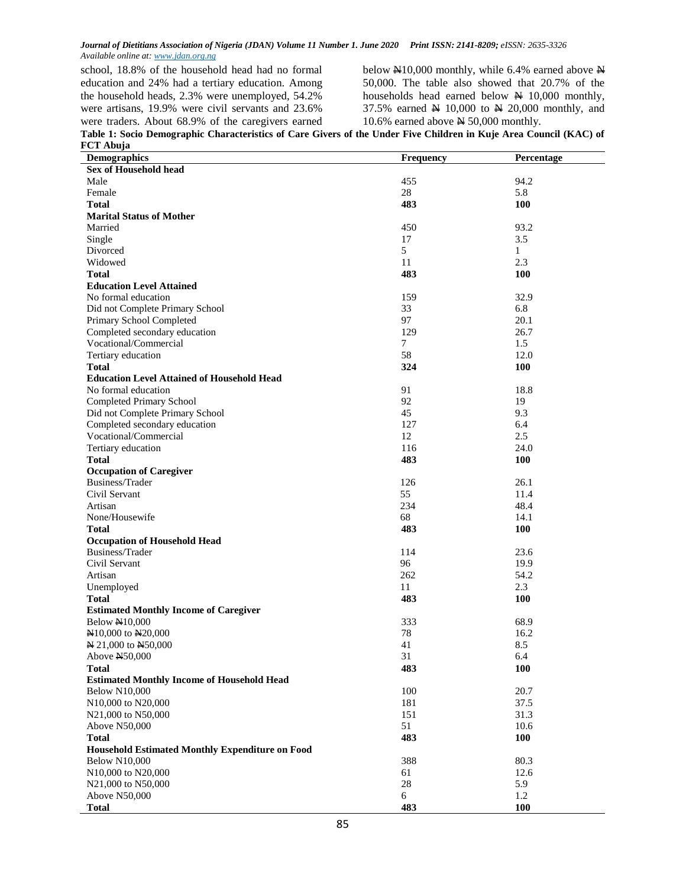school, 18.8% of the household head had no formal education and 24% had a tertiary education. Among the household heads, 2.3% were unemployed, 54.2% were artisans, 19.9% were civil servants and 23.6% were traders. About 68.9% of the caregivers earned below ₦10,000 monthly, while 6.4% earned above ₦ 50,000. The table also showed that 20.7% of the households head earned below ₦ 10,000 monthly, 37.5% earned ₦ 10,000 to ₦ 20,000 monthly, and 10.6% earned above ₦ 50,000 monthly.

**Table 1: Socio Demographic Characteristics of Care Givers of the Under Five Children in Kuje Area Council (KAC) of FCT Abuja**

| Demographics | Frequency | Percentage |
|---|---|---|
| **Sex of Household head** | | |
| Male | 455 | 94.2 |
| Female | 28 | 5.8 |
| **Total** | **483** | **100** |
| **Marital Status of Mother** | | |
| Married | 450 | 93.2 |
| Single | 17 | 3.5 |
| Divorced | 5 | 1 |
| Widowed | 11 | 2.3 |
| **Total** | **483** | **100** |
| **Education Level Attained** | | |
| No formal education | 159 | 32.9 |
| Did not Complete Primary School | 33 | 6.8 |
| Primary School Completed | 97 | 20.1 |
| Completed secondary education | 129 | 26.7 |
| Vocational/Commercial | 7 | 1.5 |
| Tertiary education | 58 | 12.0 |
| **Total** | **324** | **100** |
| **Education Level Attained of Household Head** | | |
| No formal education | 91 | 18.8 |
| Completed Primary School | 92 | 19 |
| Did not Complete Primary School | 45 | 9.3 |
| Completed secondary education | 127 | 6.4 |
| Vocational/Commercial | 12 | 2.5 |
| Tertiary education | 116 | 24.0 |
| **Total** | **483** | **100** |
| **Occupation of Caregiver** | | |
| Business/Trader | 126 | 26.1 |
| Civil Servant | 55 | 11.4 |
| Artisan | 234 | 48.4 |
| None/Housewife | 68 | 14.1 |
| **Total** | **483** | **100** |
| **Occupation of Household Head** | | |
| Business/Trader | 114 | 23.6 |
| Civil Servant | 96 | 19.9 |
| Artisan | 262 | 54.2 |
| Unemployed | 11 | 2.3 |
| **Total** | **483** | **100** |
| **Estimated Monthly Income of Caregiver** | | |
| Below ₦10,000 | 333 | 68.9 |
| ₦10,000 to ₦20,000 | 78 | 16.2 |
| ₦ 21,000 to ₦50,000 | 41 | 8.5 |
| Above ₦50,000 | 31 | 6.4 |
| **Total** | **483** | **100** |
| **Estimated Monthly Income of Household Head** | | |
| Below N10,000 | 100 | 20.7 |
| N10,000 to N20,000 | 181 | 37.5 |
| N21,000 to N50,000 | 151 | 31.3 |
| Above N50,000 | 51 | 10.6 |
| **Total** | **483** | **100** |
| **Household Estimated Monthly Expenditure on Food** | | |
| Below N10,000 | 388 | 80.3 |
| N10,000 to N20,000 | 61 | 12.6 |
| N21,000 to N50,000 | 28 | 5.9 |
| Above N50,000 | 6 | 1.2 |
| **Total** | **483** | **100** |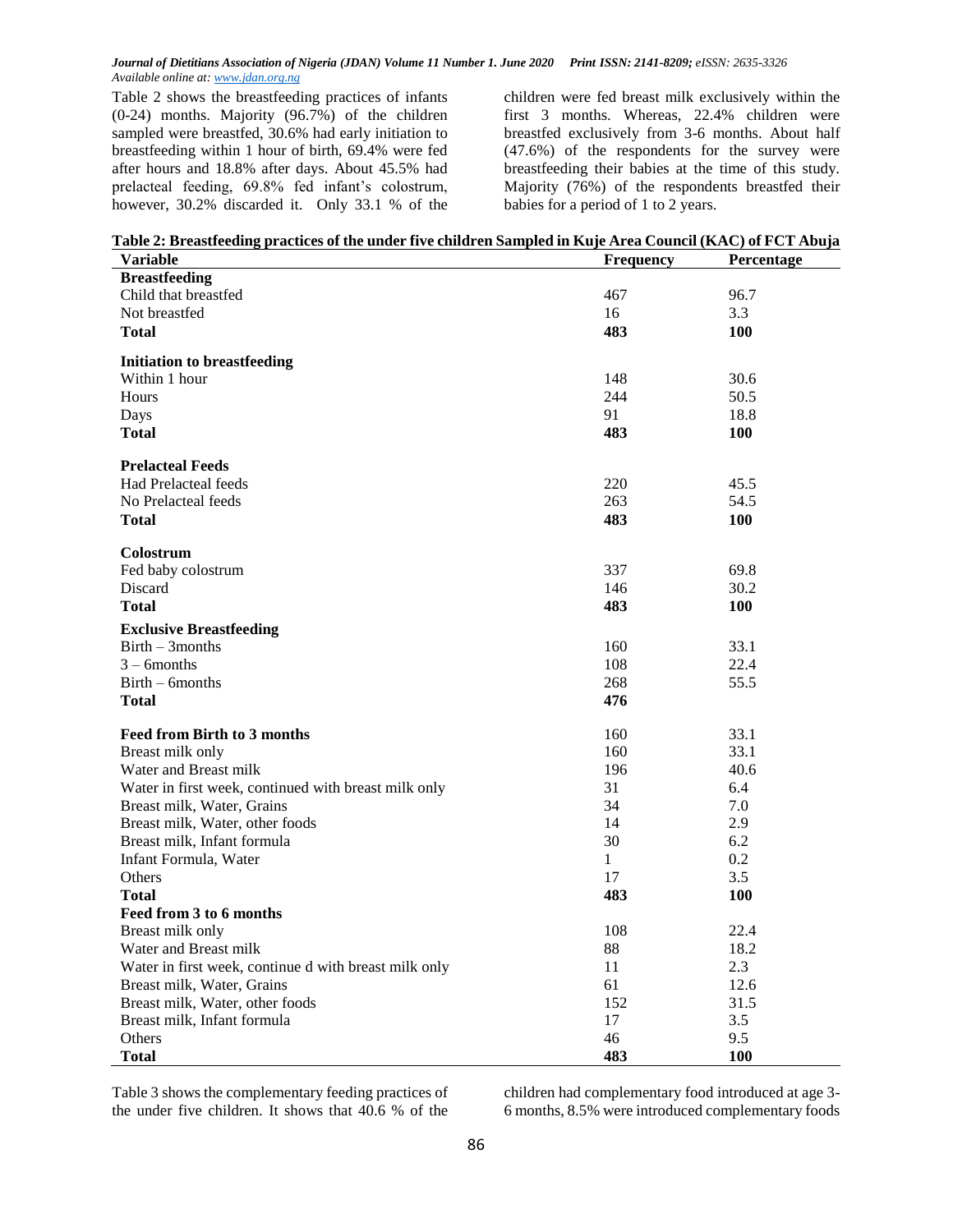Table 2 shows the breastfeeding practices of infants (0-24) months. Majority (96.7%) of the children sampled were breastfed, 30.6% had early initiation to breastfeeding within 1 hour of birth, 69.4% were fed after hours and 18.8% after days. About 45.5% had prelacteal feeding, 69.8% fed infant's colostrum, however, 30.2% discarded it. Only 33.1 % of the children were fed breast milk exclusively within the first 3 months. Whereas, 22.4% children were breastfed exclusively from 3-6 months. About half (47.6%) of the respondents for the survey were breastfeeding their babies at the time of this study. Majority (76%) of the respondents breastfed their babies for a period of 1 to 2 years.

**Table 2: Breastfeeding practices of the under five children Sampled in Kuje Area Council (KAC) of FCT Abuja**

| Variable | Frequency | Percentage |
|---|---|---|
| **Breastfeeding** | | |
| Child that breastfed | 467 | 96.7 |
| Not breastfed | 16 | 3.3 |
| **Total** | **483** | **100** |
| **Initiation to breastfeeding** | | |
| Within 1 hour | 148 | 30.6 |
| Hours | 244 | 50.5 |
| Days | 91 | 18.8 |
| **Total** | **483** | **100** |
| **Prelacteal Feeds** | | |
| Had Prelacteal feeds | 220 | 45.5 |
| No Prelacteal feeds | 263 | 54.5 |
| **Total** | **483** | **100** |
| **Colostrum** | | |
| Fed baby colostrum | 337 | 69.8 |
| Discard | 146 | 30.2 |
| **Total** | **483** | **100** |
| **Exclusive Breastfeeding** | | |
| Birth – 3months | 160 | 33.1 |
| 3 – 6months | 108 | 22.4 |
| Birth – 6months | 268 | 55.5 |
| **Total** | **476** | |
| **Feed from Birth to 3 months** | 160 | 33.1 |
| Breast milk only | 160 | 33.1 |
| Water and Breast milk | 196 | 40.6 |
| Water in first week, continued with breast milk only | 31 | 6.4 |
| Breast milk, Water, Grains | 34 | 7.0 |
| Breast milk, Water, other foods | 14 | 2.9 |
| Breast milk, Infant formula | 30 | 6.2 |
| Infant Formula, Water | 1 | 0.2 |
| Others | 17 | 3.5 |
| **Total** | **483** | **100** |
| **Feed from 3 to 6 months** | | |
| Breast milk only | 108 | 22.4 |
| Water and Breast milk | 88 | 18.2 |
| Water in first week, continue d with breast milk only | 11 | 2.3 |
| Breast milk, Water, Grains | 61 | 12.6 |
| Breast milk, Water, other foods | 152 | 31.5 |
| Breast milk, Infant formula | 17 | 3.5 |
| Others | 46 | 9.5 |
| **Total** | **483** | **100** |

Table 3 shows the complementary feeding practices of the under five children. It shows that 40.6 % of the children had complementary food introduced at age 3-6 months, 8.5% were introduced complementary foods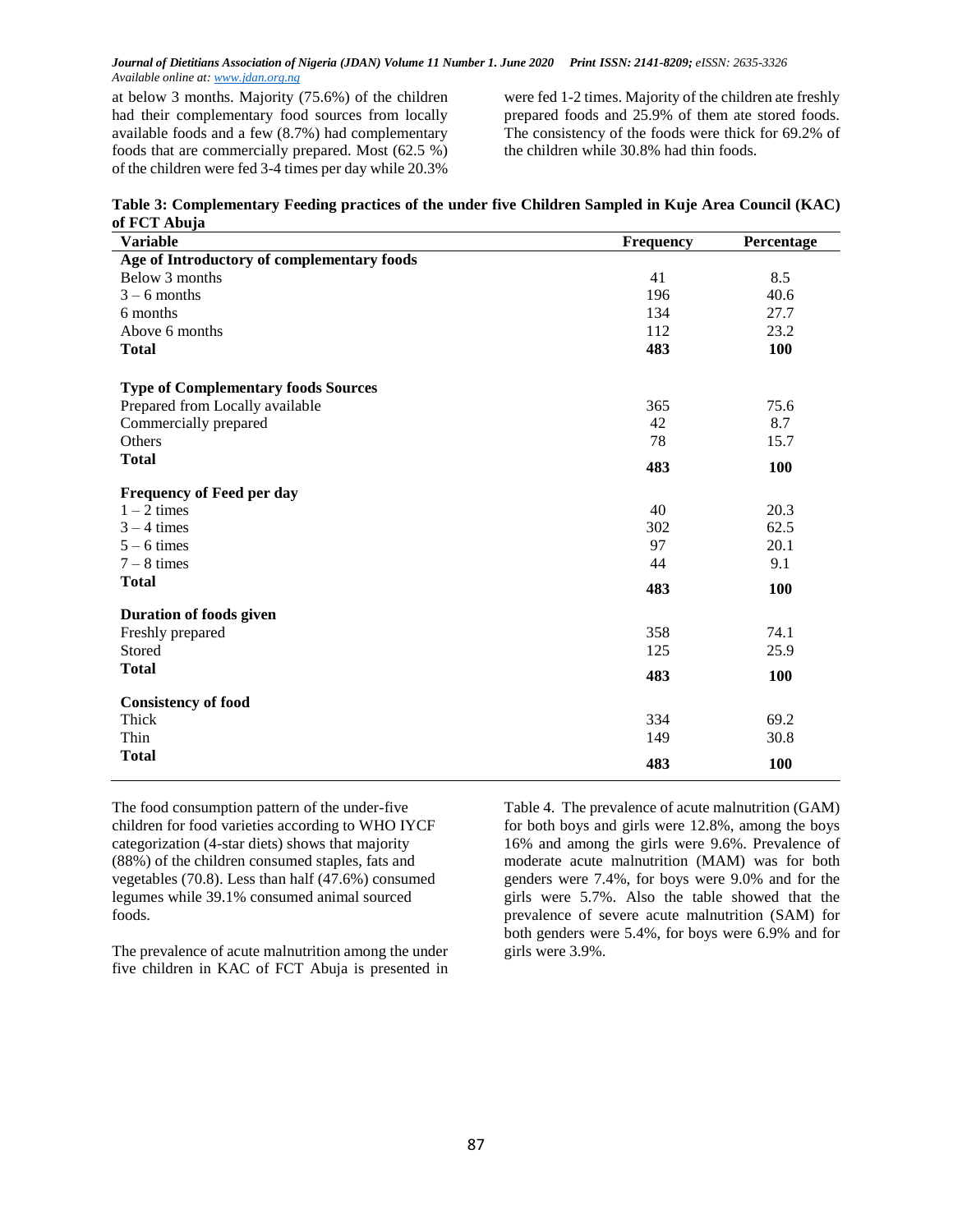at below 3 months. Majority (75.6%) of the children had their complementary food sources from locally available foods and a few (8.7%) had complementary foods that are commercially prepared. Most (62.5 %) of the children were fed 3-4 times per day while 20.3% were fed 1-2 times. Majority of the children ate freshly prepared foods and 25.9% of them ate stored foods. The consistency of the foods were thick for 69.2% of the children while 30.8% had thin foods.

**Table 3: Complementary Feeding practices of the under five Children Sampled in Kuje Area Council (KAC) of FCT Abuja**

| Variable | Frequency | Percentage |
|---|---|---|
| **Age of Introductory of complementary foods** | | |
| Below 3 months | 41 | 8.5 |
| 3 – 6 months | 196 | 40.6 |
| 6 months | 134 | 27.7 |
| Above 6 months | 112 | 23.2 |
| **Total** | **483** | **100** |
| **Type of Complementary foods Sources** | | |
| Prepared from Locally available | 365 | 75.6 |
| Commercially prepared | 42 | 8.7 |
| Others | 78 | 15.7 |
| **Total** | **483** | **100** |
| **Frequency of Feed per day** | | |
| 1 – 2 times | 40 | 20.3 |
| 3 – 4 times | 302 | 62.5 |
| 5 – 6 times | 97 | 20.1 |
| 7 – 8 times | 44 | 9.1 |
| **Total** | **483** | **100** |
| **Duration of foods given** | | |
| Freshly prepared | 358 | 74.1 |
| Stored | 125 | 25.9 |
| **Total** | **483** | **100** |
| **Consistency of food** | | |
| Thick | 334 | 69.2 |
| Thin | 149 | 30.8 |
| **Total** | **483** | **100** |

The food consumption pattern of the under-five children for food varieties according to WHO IYCF categorization (4-star diets) shows that majority (88%) of the children consumed staples, fats and vegetables (70.8). Less than half (47.6%) consumed legumes while 39.1% consumed animal sourced foods.

The prevalence of acute malnutrition among the under five children in KAC of FCT Abuja is presented in Table 4. The prevalence of acute malnutrition (GAM) for both boys and girls were 12.8%, among the boys 16% and among the girls were 9.6%. Prevalence of moderate acute malnutrition (MAM) was for both genders were 7.4%, for boys were 9.0% and for the girls were 5.7%. Also the table showed that the prevalence of severe acute malnutrition (SAM) for both genders were 5.4%, for boys were 6.9% and for girls were 3.9%.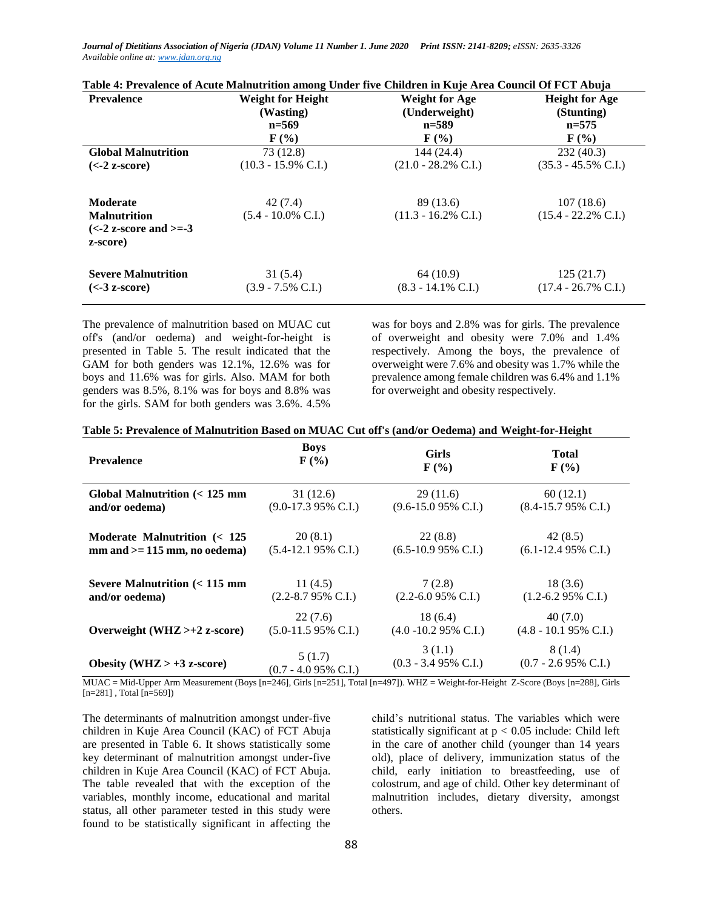**Table 4: Prevalence of Acute Malnutrition among Under five Children in Kuje Area Council Of FCT Abuja**

| Prevalence | Weight for Height (Wasting) n=569 F (%) | Weight for Age (Underweight) n=589 F (%) | Height for Age (Stunting) n=575 F (%) |
|---|---|---|---|
| **Global Malnutrition (<-2 z-score)** | 73 (12.8) (10.3 - 15.9% C.I.) | 144 (24.4) (21.0 - 28.2% C.I.) | 232 (40.3) (35.3 - 45.5% C.I.) |
| **Moderate Malnutrition (<-2 z-score and >=-3 z-score)** | 42 (7.4) (5.4 - 10.0% C.I.) | 89 (13.6) (11.3 - 16.2% C.I.) | 107 (18.6) (15.4 - 22.2% C.I.) |
| **Severe Malnutrition (<-3 z-score)** | 31 (5.4) (3.9 - 7.5% C.I.) | 64 (10.9) (8.3 - 14.1% C.I.) | 125 (21.7) (17.4 - 26.7% C.I.) |

The prevalence of malnutrition based on MUAC cut off's (and/or oedema) and weight-for-height is presented in Table 5. The result indicated that the GAM for both genders was 12.1%, 12.6% was for boys and 11.6% was for girls. Also. MAM for both genders was 8.5%, 8.1% was for boys and 8.8% was for the girls. SAM for both genders was 3.6%. 4.5% was for boys and 2.8% was for girls. The prevalence of overweight and obesity were 7.0% and 1.4% respectively. Among the boys, the prevalence of overweight were 7.6% and obesity was 1.7% while the prevalence among female children was 6.4% and 1.1% for overweight and obesity respectively.

**Table 5: Prevalence of Malnutrition Based on MUAC Cut off's (and/or Oedema) and Weight-for-Height**

| Prevalence | Boys F (%) | Girls F (%) | Total F (%) |
|---|---|---|---|
| **Global Malnutrition (< 125 mm and/or oedema)** | 31 (12.6) (9.0-17.3 95% C.I.) | 29 (11.6) (9.6-15.0 95% C.I.) | 60 (12.1) (8.4-15.7 95% C.I.) |
| **Moderate Malnutrition (< 125 mm and >= 115 mm, no oedema)** | 20 (8.1) (5.4-12.1 95% C.I.) | 22 (8.8) (6.5-10.9 95% C.I.) | 42 (8.5) (6.1-12.4 95% C.I.) |
| **Severe Malnutrition (< 115 mm and/or oedema)** | 11 (4.5) (2.2-8.7 95% C.I.) | 7 (2.8) (2.2-6.0 95% C.I.) | 18 (3.6) (1.2-6.2 95% C.I.) |
| **Overweight (WHZ >+2 z-score)** | 22 (7.6) (5.0-11.5 95% C.I.) | 18 (6.4) (4.0 -10.2 95% C.I.) | 40 (7.0) (4.8 - 10.1 95% C.I.) |
| **Obesity (WHZ > +3 z-score)** | 5 (1.7) (0.7 - 4.0 95% C.I.) | 3 (1.1) (0.3 - 3.4 95% C.I.) | 8 (1.4) (0.7 - 2.6 95% C.I.) |

MUAC = Mid-Upper Arm Measurement (Boys [n=246], Girls [n=251], Total [n=497]). WHZ = Weight-for-Height Z-Score (Boys [n=288], Girls [n=281] , Total [n=569])

The determinants of malnutrition amongst under-five children in Kuje Area Council (KAC) of FCT Abuja are presented in Table 6. It shows statistically some key determinant of malnutrition amongst under-five children in Kuje Area Council (KAC) of FCT Abuja. The table revealed that with the exception of the variables, monthly income, educational and marital status, all other parameter tested in this study were found to be statistically significant in affecting the child's nutritional status. The variables which were statistically significant at $p < 0.05$ include: Child left in the care of another child (younger than 14 years old), place of delivery, immunization status of the child, early initiation to breastfeeding, use of colostrum, and age of child. Other key determinant of malnutrition includes, dietary diversity, amongst others.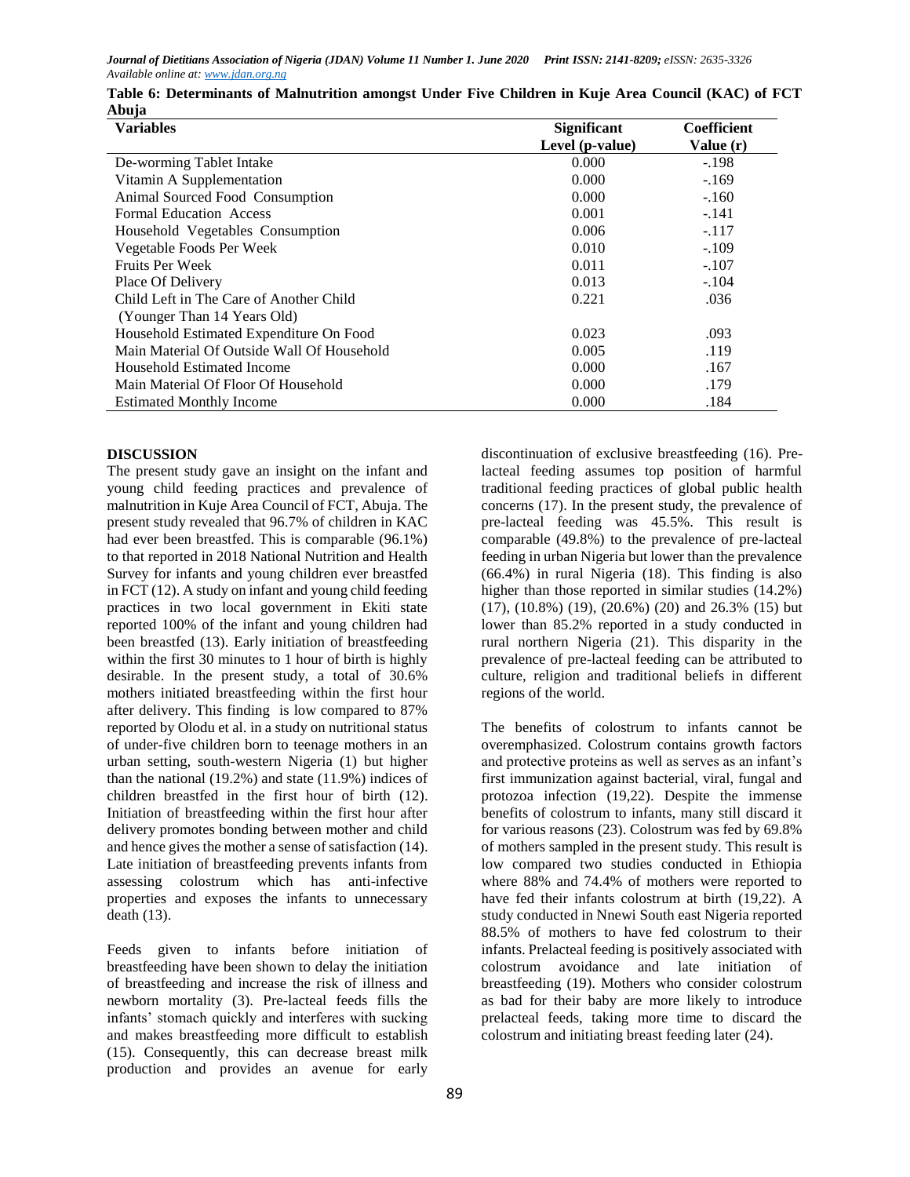**Table 6: Determinants of Malnutrition amongst Under Five Children in Kuje Area Council (KAC) of FCT Abuja**

| Variables | Significant Level (p-value) | Coefficient Value (r) |
|---|---|---|
| De-worming Tablet Intake | 0.000 | -.198 |
| Vitamin A Supplementation | 0.000 | -.169 |
| Animal Sourced Food Consumption | 0.000 | -.160 |
| Formal Education Access | 0.001 | -.141 |
| Household Vegetables Consumption | 0.006 | -.117 |
| Vegetable Foods Per Week | 0.010 | -.109 |
| Fruits Per Week | 0.011 | -.107 |
| Place Of Delivery | 0.013 | -.104 |
| Child Left in The Care of Another Child (Younger Than 14 Years Old) | 0.221 | .036 |
| Household Estimated Expenditure On Food | 0.023 | .093 |
| Main Material Of Outside Wall Of Household | 0.005 | .119 |
| Household Estimated Income | 0.000 | .167 |
| Main Material Of Floor Of Household | 0.000 | .179 |
| Estimated Monthly Income | 0.000 | .184 |

## DISCUSSION

The present study gave an insight on the infant and young child feeding practices and prevalence of malnutrition in Kuje Area Council of FCT, Abuja. The present study revealed that 96.7% of children in KAC had ever been breastfed. This is comparable (96.1%) to that reported in 2018 National Nutrition and Health Survey for infants and young children ever breastfed in FCT (12). A study on infant and young child feeding practices in two local government in Ekiti state reported 100% of the infant and young children had been breastfed (13). Early initiation of breastfeeding within the first 30 minutes to 1 hour of birth is highly desirable. In the present study, a total of 30.6% mothers initiated breastfeeding within the first hour after delivery. This finding is low compared to 87% reported by Olodu et al. in a study on nutritional status of under-five children born to teenage mothers in an urban setting, south-western Nigeria (1) but higher than the national (19.2%) and state (11.9%) indices of children breastfed in the first hour of birth (12). Initiation of breastfeeding within the first hour after delivery promotes bonding between mother and child and hence gives the mother a sense of satisfaction (14). Late initiation of breastfeeding prevents infants from assessing colostrum which has anti-infective properties and exposes the infants to unnecessary death (13).

Feeds given to infants before initiation of breastfeeding have been shown to delay the initiation of breastfeeding and increase the risk of illness and newborn mortality (3). Pre-lacteal feeds fills the infants' stomach quickly and interferes with sucking and makes breastfeeding more difficult to establish (15). Consequently, this can decrease breast milk production and provides an avenue for early discontinuation of exclusive breastfeeding (16). Pre-lacteal feeding assumes top position of harmful traditional feeding practices of global public health concerns (17). In the present study, the prevalence of pre-lacteal feeding was 45.5%. This result is comparable (49.8%) to the prevalence of pre-lacteal feeding in urban Nigeria but lower than the prevalence (66.4%) in rural Nigeria (18). This finding is also higher than those reported in similar studies (14.2%) (17), (10.8%) (19), (20.6%) (20) and 26.3% (15) but lower than 85.2% reported in a study conducted in rural northern Nigeria (21). This disparity in the prevalence of pre-lacteal feeding can be attributed to culture, religion and traditional beliefs in different regions of the world.

The benefits of colostrum to infants cannot be overemphasized. Colostrum contains growth factors and protective proteins as well as serves as an infant's first immunization against bacterial, viral, fungal and protozoa infection (19,22). Despite the immense benefits of colostrum to infants, many still discard it for various reasons (23). Colostrum was fed by 69.8% of mothers sampled in the present study. This result is low compared two studies conducted in Ethiopia where 88% and 74.4% of mothers were reported to have fed their infants colostrum at birth (19,22). A study conducted in Nnewi South east Nigeria reported 88.5% of mothers to have fed colostrum to their infants. Prelacteal feeding is positively associated with colostrum avoidance and late initiation of breastfeeding (19). Mothers who consider colostrum as bad for their baby are more likely to introduce prelacteal feeds, taking more time to discard the colostrum and initiating breast feeding later (24).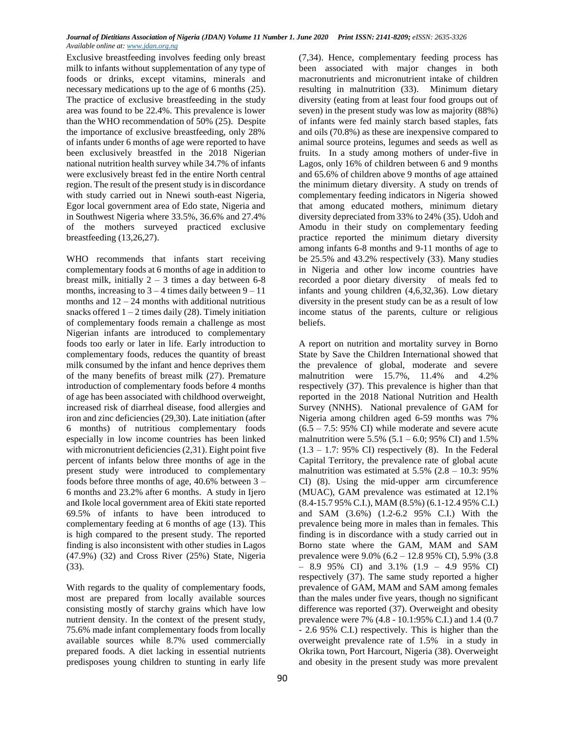Exclusive breastfeeding involves feeding only breast milk to infants without supplementation of any type of foods or drinks, except vitamins, minerals and necessary medications up to the age of 6 months (25). The practice of exclusive breastfeeding in the study area was found to be 22.4%. This prevalence is lower than the WHO recommendation of 50% (25). Despite the importance of exclusive breastfeeding, only 28% of infants under 6 months of age were reported to have been exclusively breastfed in the 2018 Nigerian national nutrition health survey while 34.7% of infants were exclusively breast fed in the entire North central region. The result of the present study is in discordance with study carried out in Nnewi south-east Nigeria, Egor local government area of Edo state, Nigeria and in Southwest Nigeria where 33.5%, 36.6% and 27.4% of the mothers surveyed practiced exclusive breastfeeding (13,26,27).

WHO recommends that infants start receiving complementary foods at 6 months of age in addition to breast milk, initially 2 – 3 times a day between 6-8 months, increasing to 3 – 4 times daily between 9 – 11 months and 12 – 24 months with additional nutritious snacks offered 1 – 2 times daily (28). Timely initiation of complementary foods remain a challenge as most Nigerian infants are introduced to complementary foods too early or later in life. Early introduction to complementary foods, reduces the quantity of breast milk consumed by the infant and hence deprives them of the many benefits of breast milk (27). Premature introduction of complementary foods before 4 months of age has been associated with childhood overweight, increased risk of diarrheal disease, food allergies and iron and zinc deficiencies (29,30). Late initiation (after 6 months) of nutritious complementary foods especially in low income countries has been linked with micronutrient deficiencies (2,31). Eight point five percent of infants below three months of age in the present study were introduced to complementary foods before three months of age, 40.6% between 3 – 6 months and 23.2% after 6 months. A study in Ijero and Ikole local government area of Ekiti state reported 69.5% of infants to have been introduced to complementary feeding at 6 months of age (13). This is high compared to the present study. The reported finding is also inconsistent with other studies in Lagos (47.9%) (32) and Cross River (25%) State, Nigeria (33).

With regards to the quality of complementary foods, most are prepared from locally available sources consisting mostly of starchy grains which have low nutrient density. In the context of the present study, 75.6% made infant complementary foods from locally available sources while 8.7% used commercially prepared foods. A diet lacking in essential nutrients predisposes young children to stunting in early life (7,34). Hence, complementary feeding process has been associated with major changes in both macronutrients and micronutrient intake of children resulting in malnutrition (33). Minimum dietary diversity (eating from at least four food groups out of seven) in the present study was low as majority (88%) of infants were fed mainly starch based staples, fats and oils (70.8%) as these are inexpensive compared to animal source proteins, legumes and seeds as well as fruits. In a study among mothers of under-five in Lagos, only 16% of children between 6 and 9 months and 65.6% of children above 9 months of age attained the minimum dietary diversity. A study on trends of complementary feeding indicators in Nigeria showed that among educated mothers, minimum dietary diversity depreciated from 33% to 24% (35). Udoh and Amodu in their study on complementary feeding practice reported the minimum dietary diversity among infants 6-8 months and 9-11 months of age to be 25.5% and 43.2% respectively (33). Many studies in Nigeria and other low income countries have recorded a poor dietary diversity of meals fed to infants and young children (4,6,32,36). Low dietary diversity in the present study can be as a result of low income status of the parents, culture or religious beliefs.

A report on nutrition and mortality survey in Borno State by Save the Children International showed that the prevalence of global, moderate and severe malnutrition were 15.7%, 11.4% and 4.2% respectively (37). This prevalence is higher than that reported in the 2018 National Nutrition and Health Survey (NNHS). National prevalence of GAM for Nigeria among children aged 6-59 months was 7% (6.5 – 7.5: 95% CI) while moderate and severe acute malnutrition were 5.5% (5.1 – 6.0; 95% CI) and 1.5% (1.3 – 1.7: 95% CI) respectively (8). In the Federal Capital Territory, the prevalence rate of global acute malnutrition was estimated at 5.5% (2.8 – 10.3: 95% CI) (8). Using the mid-upper arm circumference (MUAC), GAM prevalence was estimated at 12.1% (8.4-15.7 95% C.I.), MAM (8.5%) (6.1-12.4 95% C.I.) and SAM (3.6%) (1.2-6.2 95% C.I.) With the prevalence being more in males than in females. This finding is in discordance with a study carried out in Borno state where the GAM, MAM and SAM prevalence were 9.0% (6.2 – 12.8 95% CI), 5.9% (3.8 – 8.9 95% CI) and 3.1% (1.9 – 4.9 95% CI) respectively (37). The same study reported a higher prevalence of GAM, MAM and SAM among females than the males under five years, though no significant difference was reported (37). Overweight and obesity prevalence were 7% (4.8 - 10.1:95% C.I.) and 1.4 (0.7 - 2.6 95% C.I.) respectively. This is higher than the overweight prevalence rate of 1.5% in a study in Okrika town, Port Harcourt, Nigeria (38). Overweight and obesity in the present study was more prevalent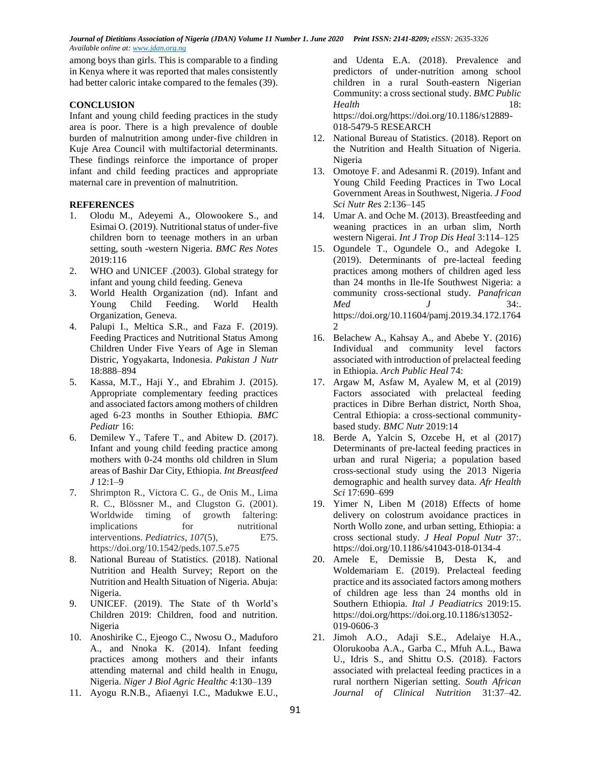among boys than girls. This is comparable to a finding in Kenya where it was reported that males consistently had better caloric intake compared to the females (39).

## CONCLUSION

Infant and young child feeding practices in the study area is poor. There is a high prevalence of double burden of malnutrition among under-five children in Kuje Area Council with multifactorial determinants. These findings reinforce the importance of proper infant and child feeding practices and appropriate maternal care in prevention of malnutrition.

## REFERENCES

1. Olodu M., Adeyemi A., Olowookere S., and Esimai O. (2019). Nutritional status of under-five children born to teenage mothers in an urban setting, south -western Nigeria. *BMC Res Notes* 2019:116
2. WHO and UNICEF .(2003). Global strategy for infant and young child feeding. Geneva
3. World Health Organization (nd). Infant and Young Child Feeding. World Health Organization, Geneva.
4. Palupi I., Meltica S.R., and Faza F. (2019). Feeding Practices and Nutritional Status Among Children Under Five Years of Age in Sleman Distric, Yogyakarta, Indonesia. *Pakistan J Nutr* 18:888–894
5. Kassa, M.T., Haji Y., and Ebrahim J. (2015). Appropriate complementary feeding practices and associated factors among mothers of children aged 6-23 months in Souther Ethiopia. *BMC Pediatr* 16:
6. Demilew Y., Tafere T., and Abitew D. (2017). Infant and young child feeding practice among mothers with 0-24 months old children in Slum areas of Bashir Dar City, Ethiopia. *Int Breastfeed J* 12:1–9
7. Shrimpton R., Victora C. G., de Onis M., Lima R. C., Blössner M., and Clugston G. (2001). Worldwide timing of growth faltering: implications for nutritional interventions. *Pediatrics*, *107*(5), E75. https://doi.org/10.1542/peds.107.5.e75
8. National Bureau of Statistics. (2018). National Nutrition and Health Survey; Report on the Nutrition and Health Situation of Nigeria. Abuja: Nigeria.
9. UNICEF. (2019). The State of th World's Children 2019: Children, food and nutrition. Nigeria
10. Anoshirike C., Ejeogo C., Nwosu O., Maduforo A., and Nnoka K. (2014). Infant feeding practices among mothers and their infants attending maternal and child health in Enugu, Nigeria. *Niger J Biol Agric Healthc* 4:130–139
11. Ayogu R.N.B., Afiaenyi I.C., Madukwe E.U., and Udenta E.A. (2018). Prevalence and predictors of under-nutrition among school children in a rural South-eastern Nigerian Community: a cross sectional study. *BMC Public Health* 18: https://doi.org/https://doi.org/10.1186/s12889-018-5479-5 RESEARCH
12. National Bureau of Statistics. (2018). Report on the Nutrition and Health Situation of Nigeria. Nigeria
13. Omotoye F. and Adesanmi R. (2019). Infant and Young Child Feeding Practices in Two Local Government Areas in Southwest, Nigeria. *J Food Sci Nutr Res* 2:136–145
14. Umar A. and Oche M. (2013). Breastfeeding and weaning practices in an urban slim, North western Nigerai. *Int J Trop Dis Heal* 3:114–125
15. Ogundele T., Ogundele O., and Adegoke I. (2019). Determinants of pre-lacteal feeding practices among mothers of children aged less than 24 months in Ile-Ife Southwest Nigeria: a community cross-sectional study. *Panafrican Med J* 34:. https://doi.org/10.11604/pamj.2019.34.172.17642
16. Belachew A., Kahsay A., and Abebe Y. (2016) Individual and community level factors associated with introduction of prelacteal feeding in Ethiopia. *Arch Public Heal* 74:
17. Argaw M, Asfaw M, Ayalew M, et al (2019) Factors associated with prelacteal feeding practices in Dibre Berhan district, North Shoa, Central Ethiopia: a cross-sectional community-based study. *BMC Nutr* 2019:14
18. Berde A, Yalcin S, Ozcebe H, et al (2017) Determinants of pre-lacteal feeding practices in urban and rural Nigeria; a population based cross-sectional study using the 2013 Nigeria demographic and health survey data. *Afr Health Sci* 17:690–699
19. Yimer N, Liben M (2018) Effects of home delivery on colostrum avoidance practices in North Wollo zone, and urban setting, Ethiopia: a cross sectional study. *J Heal Popul Nutr* 37:. https://doi.org/10.1186/s41043-018-0134-4
20. Amele E, Demissie B, Desta K, and Woldemariam E. (2019). Prelacteal feeding practice and its associated factors among mothers of children age less than 24 months old in Southern Ethiopia. *Ital J Peadiatrics* 2019:15. https://doi.org/https://doi.org.10.1186/s13052-019-0606-3
21. Jimoh A.O., Adaji S.E., Adelaiye H.A., Olorukooba A.A., Garba C., Mfuh A.L., Bawa U., Idris S., and Shittu O.S. (2018). Factors associated with prelacteal feeding practices in a rural northern Nigerian setting. *South African Journal of Clinical Nutrition* 31:37–42.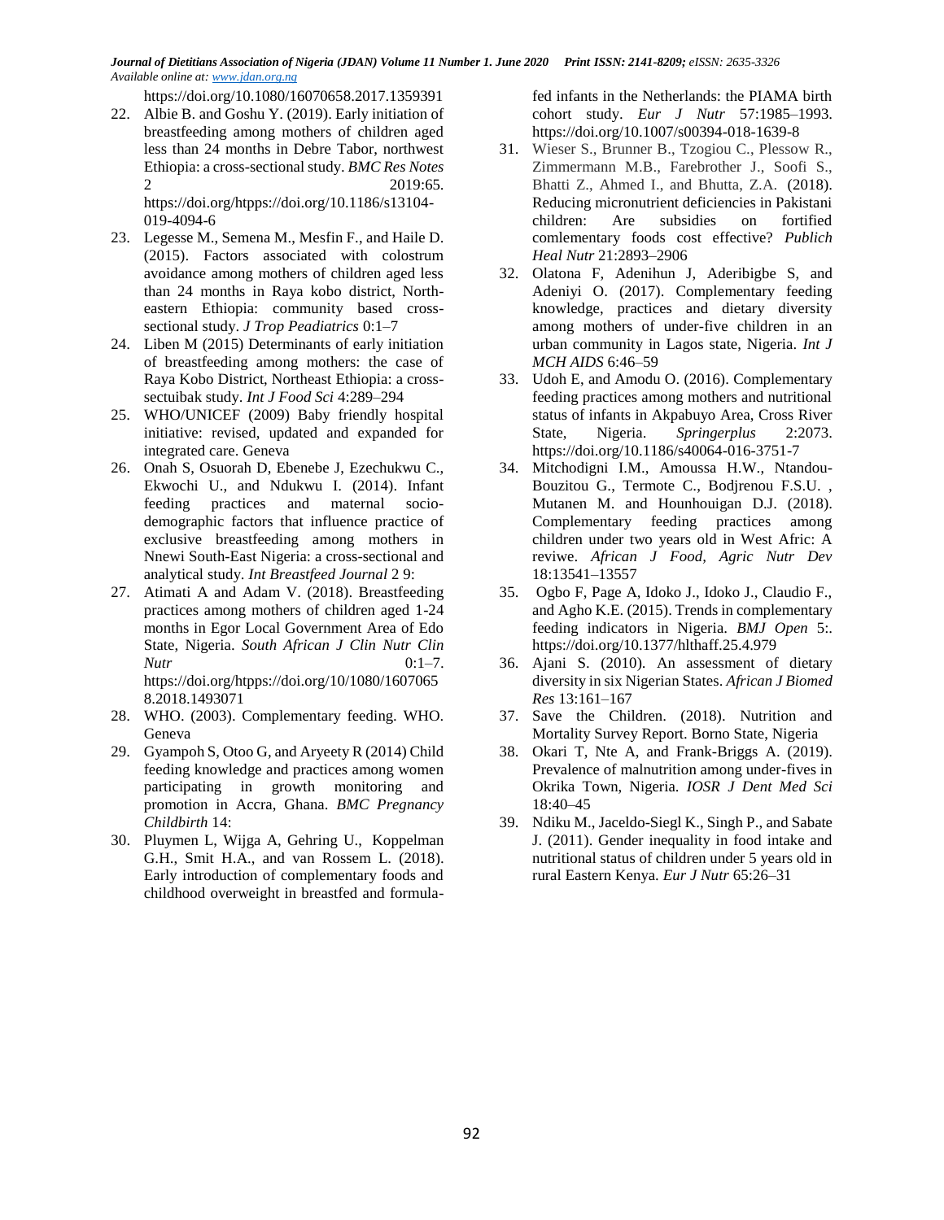https://doi.org/10.1080/16070658.2017.1359391

22. Albie B. and Goshu Y. (2019). Early initiation of breastfeeding among mothers of children aged less than 24 months in Debre Tabor, northwest Ethiopia: a cross-sectional study. *BMC Res Notes* 2 2019:65. https://doi.org/htpps://doi.org/10.1186/s13104-019-4094-6
23. Legesse M., Semena M., Mesfin F., and Haile D. (2015). Factors associated with colostrum avoidance among mothers of children aged less than 24 months in Raya kobo district, North-eastern Ethiopia: community based cross-sectional study. *J Trop Peadiatrics* 0:1–7
24. Liben M (2015) Determinants of early initiation of breastfeeding among mothers: the case of Raya Kobo District, Northeast Ethiopia: a cross-sectuibak study. *Int J Food Sci* 4:289–294
25. WHO/UNICEF (2009) Baby friendly hospital initiative: revised, updated and expanded for integrated care. Geneva
26. Onah S, Osuorah D, Ebenebe J, Ezechukwu C., Ekwochi U., and Ndukwu I. (2014). Infant feeding practices and maternal socio-demographic factors that influence practice of exclusive breastfeeding among mothers in Nnewi South-East Nigeria: a cross-sectional and analytical study. *Int Breastfeed Journal* 2 9:
27. Atimati A and Adam V. (2018). Breastfeeding practices among mothers of children aged 1-24 months in Egor Local Government Area of Edo State, Nigeria. *South African J Clin Nutr Clin Nutr* 0:1–7. https://doi.org/htpps://doi.org/10/1080/16070658.2018.1493071
28. WHO. (2003). Complementary feeding. WHO. Geneva
29. Gyampoh S, Otoo G, and Aryeety R (2014) Child feeding knowledge and practices among women participating in growth monitoring and promotion in Accra, Ghana. *BMC Pregnancy Childbirth* 14:
30. Pluymen L, Wijga A, Gehring U., Koppelman G.H., Smit H.A., and van Rossem L. (2018). Early introduction of complementary foods and childhood overweight in breastfed and formula-fed infants in the Netherlands: the PIAMA birth cohort study. *Eur J Nutr* 57:1985–1993. https://doi.org/10.1007/s00394-018-1639-8
31. Wieser S., Brunner B., Tzogiou C., Plessow R., Zimmermann M.B., Farebrother J., Soofi S., Bhatti Z., Ahmed I., and Bhutta, Z.A. (2018). Reducing micronutrient deficiencies in Pakistani children: Are subsidies on fortified comlementary foods cost effective? *Publich Heal Nutr* 21:2893–2906
32. Olatona F, Adenihun J, Aderibigbe S, and Adeniyi O. (2017). Complementary feeding knowledge, practices and dietary diversity among mothers of under-five children in an urban community in Lagos state, Nigeria. *Int J MCH AIDS* 6:46–59
33. Udoh E, and Amodu O. (2016). Complementary feeding practices among mothers and nutritional status of infants in Akpabuyo Area, Cross River State, Nigeria. *Springerplus* 2:2073. https://doi.org/10.1186/s40064-016-3751-7
34. Mitchodigni I.M., Amoussa H.W., Ntandou-Bouzitou G., Termote C., Bodjrenou F.S.U. , Mutanen M. and Hounhouigan D.J. (2018). Complementary feeding practices among children under two years old in West Afric: A reviwe. *African J Food, Agric Nutr Dev* 18:13541–13557
35. Ogbo F, Page A, Idoko J., Idoko J., Claudio F., and Agho K.E. (2015). Trends in complementary feeding indicators in Nigeria. *BMJ Open* 5:. https://doi.org/10.1377/hlthaff.25.4.979
36. Ajani S. (2010). An assessment of dietary diversity in six Nigerian States. *African J Biomed Res* 13:161–167
37. Save the Children. (2018). Nutrition and Mortality Survey Report. Borno State, Nigeria
38. Okari T, Nte A, and Frank-Briggs A. (2019). Prevalence of malnutrition among under-fives in Okrika Town, Nigeria. *IOSR J Dent Med Sci* 18:40–45
39. Ndiku M., Jaceldo-Siegl K., Singh P., and Sabate J. (2011). Gender inequality in food intake and nutritional status of children under 5 years old in rural Eastern Kenya. *Eur J Nutr* 65:26–31